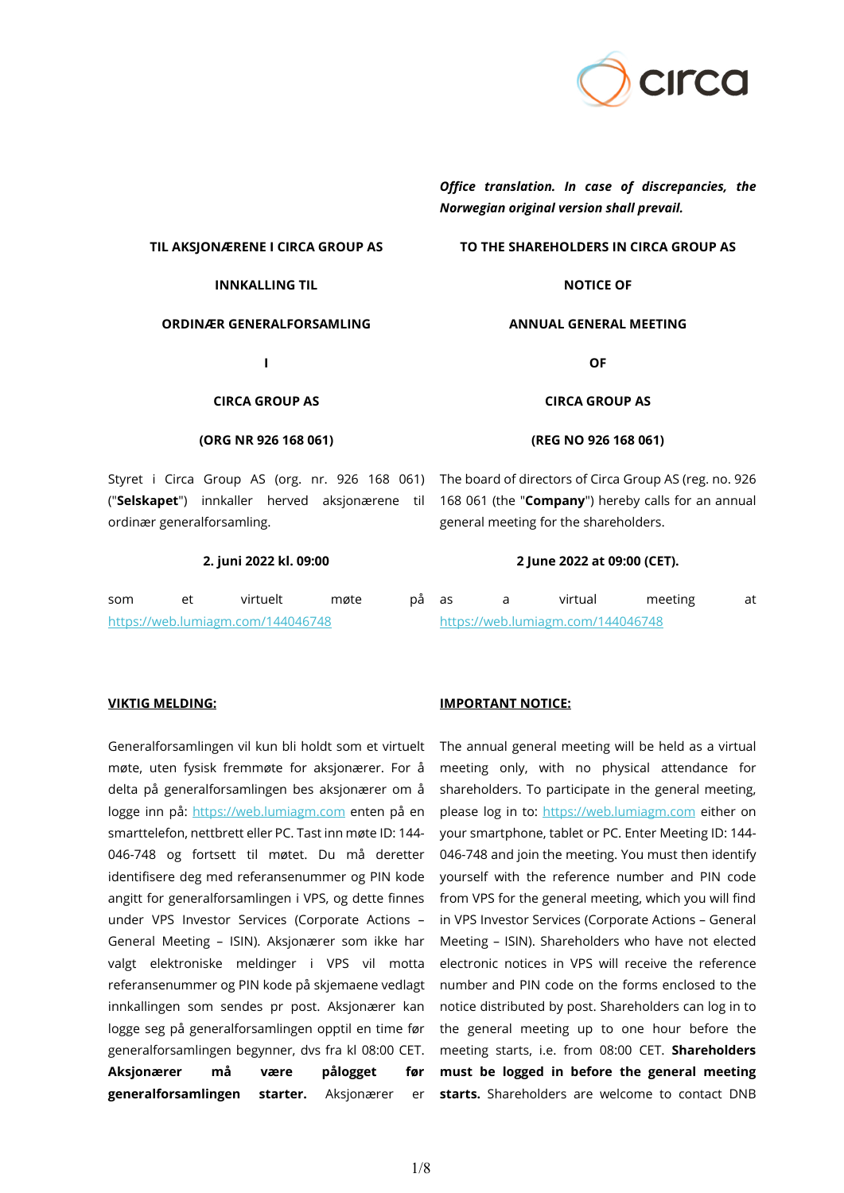*Office translation. In case of discrepancies, the Norwegian original version shall prevail.*

**TIL AKSJONÆRENE I CIRCA GROUP AS**

**INNKALLING TIL**

**ORDINÆR GENERALFORSAMLING**

**I**

**CIRCA GROUP AS**

**(ORG NR 926 168 061)**

Styret i Circa Group AS (org. nr. 926 168 061) ("**Selskapet**") innkaller herved aksjonærene til ordinær generalforsamling.

**2. juni 2022 kl. 09:00**

som et virtuelt møte på https://web.lumiagm.com/144046748

**VIKTIG MELDING:**

Generalforsamlingen vil kun bli holdt som et virtuelt møte, uten fysisk fremmøte for aksjonærer. For å delta på generalforsamlingen bes aksjonærer om å logge inn på: https://web.lumiagm.com enten på en smarttelefon, nettbrett eller PC. Tast inn møte ID: 144-046-748 og fortsett til møtet. Du må deretter identifisere deg med referansenummer og PIN kode angitt for generalforsamlingen i VPS, og dette finnes under VPS Investor Services (Corporate Actions – General Meeting – ISIN). Aksjonærer som ikke har valgt elektroniske meldinger i VPS vil motta referansenummer og PIN kode på skjemaene vedlagt innkallingen som sendes pr post. Aksjonærer kan logge seg på generalforsamlingen opptil en time før generalforsamlingen begynner, dvs fra kl 08:00 CET. **Aksjonærer må være pålogget før generalforsamlingen starter.** Aksjonærer er

**TO THE SHAREHOLDERS IN CIRCA GROUP AS**

**NOTICE OF**

**ANNUAL GENERAL MEETING**

**OF**

**CIRCA GROUP AS**

**(REG NO 926 168 061)**

The board of directors of Circa Group AS (reg. no. 926 168 061 (the "**Company**") hereby calls for an annual general meeting for the shareholders.

**2 June 2022 at 09:00 (CET).**

as a virtual meeting at https://web.lumiagm.com/144046748

**IMPORTANT NOTICE:**

The annual general meeting will be held as a virtual meeting only, with no physical attendance for shareholders. To participate in the general meeting, please log in to: https://web.lumiagm.com either on your smartphone, tablet or PC. Enter Meeting ID: 144-046-748 and join the meeting. You must then identify yourself with the reference number and PIN code from VPS for the general meeting, which you will find in VPS Investor Services (Corporate Actions – General Meeting – ISIN). Shareholders who have not elected electronic notices in VPS will receive the reference number and PIN code on the forms enclosed to the notice distributed by post. Shareholders can log in to the general meeting up to one hour before the meeting starts, i.e. from 08:00 CET. **Shareholders must be logged in before the general meeting starts.** Shareholders are welcome to contact DNB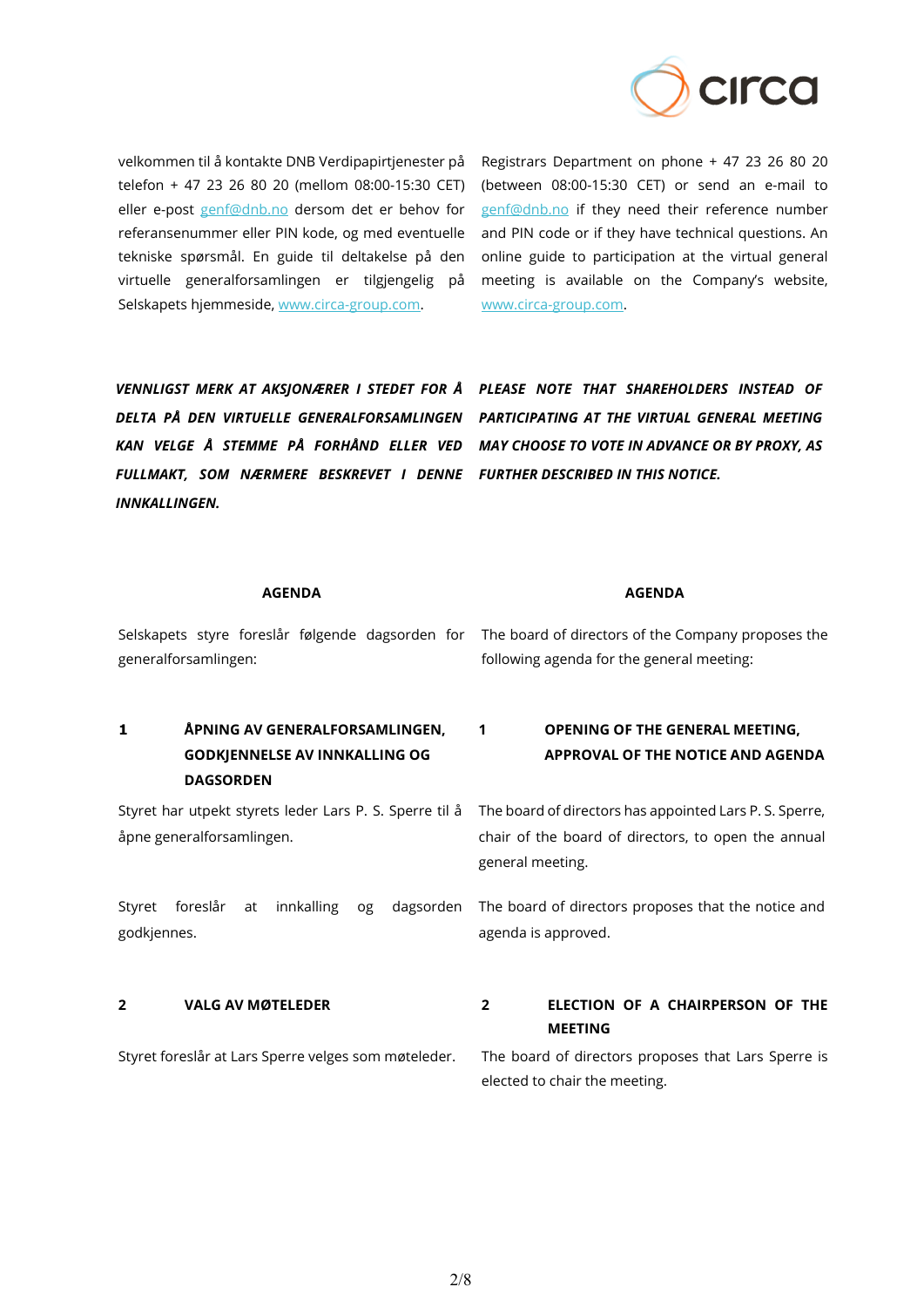velkommen til å kontakte DNB Verdipapirtjenester på telefon + 47 23 26 80 20 (mellom 08:00-15:30 CET) eller e-post genf@dnb.no dersom det er behov for referansenummer eller PIN kode, og med eventuelle tekniske spørsmål. En guide til deltakelse på den virtuelle generalforsamlingen er tilgjengelig på Selskapets hjemmeside, www.circa-group.com.

Registrars Department on phone + 47 23 26 80 20 (between 08:00-15:30 CET) or send an e-mail to genf@dnb.no if they need their reference number and PIN code or if they have technical questions. An online guide to participation at the virtual general meeting is available on the Company's website, www.circa-group.com.

***VENNLIGST MERK AT AKSJONÆRER I STEDET FOR Å DELTA PÅ DEN VIRTUELLE GENERALFORSAMLINGEN KAN VELGE Å STEMME PÅ FORHÅND ELLER VED FULLMAKT, SOM NÆRMERE BESKREVET I DENNE INNKALLINGEN.***

***PLEASE NOTE THAT SHAREHOLDERS INSTEAD OF PARTICIPATING AT THE VIRTUAL GENERAL MEETING MAY CHOOSE TO VOTE IN ADVANCE OR BY PROXY, AS FURTHER DESCRIBED IN THIS NOTICE.***

## AGENDA

Selskapets styre foreslår følgende dagsorden for generalforsamlingen:

## AGENDA

The board of directors of the Company proposes the following agenda for the general meeting:

### 1 ÅPNING AV GENERALFORSAMLINGEN, GODKJENNELSE AV INNKALLING OG DAGSORDEN

Styret har utpekt styrets leder Lars P. S. Sperre til å åpne generalforsamlingen.

Styret foreslår at innkalling og dagsorden godkjennes.

### 1 OPENING OF THE GENERAL MEETING, APPROVAL OF THE NOTICE AND AGENDA

The board of directors has appointed Lars P. S. Sperre, chair of the board of directors, to open the annual general meeting.

The board of directors proposes that the notice and agenda is approved.

### 2 VALG AV MØTELEDER

Styret foreslår at Lars Sperre velges som møteleder.

### 2 ELECTION OF A CHAIRPERSON OF THE MEETING

The board of directors proposes that Lars Sperre is elected to chair the meeting.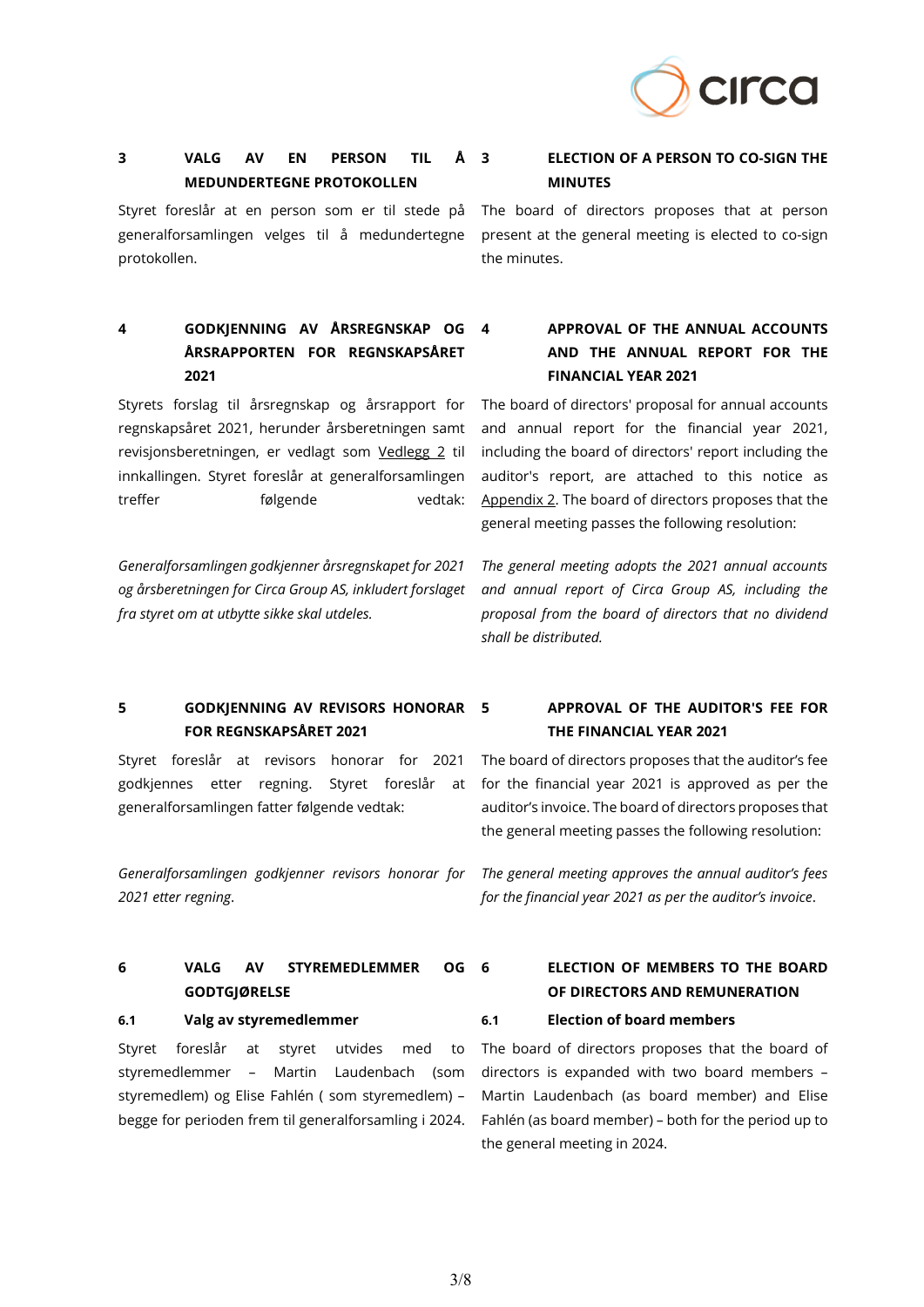## 3 VALG AV EN PERSON TIL Å MEDUNDERTEGNE PROTOKOLLEN

Styret foreslår at en person som er til stede på generalforsamlingen velges til å medundertegne protokollen.

## 3 ELECTION OF A PERSON TO CO-SIGN THE MINUTES

The board of directors proposes that at person present at the general meeting is elected to co-sign the minutes.

## 4 GODKJENNING AV ÅRSREGNSKAP OG ÅRSRAPPORTEN FOR REGNSKAPSÅRET 2021

Styrets forslag til årsregnskap og årsrapport for regnskapsåret 2021, herunder årsberetningen samt revisjonsberetningen, er vedlagt som Vedlegg 2 til innkallingen. Styret foreslår at generalforsamlingen treffer følgende vedtak:

*Generalforsamlingen godkjenner årsregnskapet for 2021 og årsberetningen for Circa Group AS, inkludert forslaget fra styret om at utbytte sikke skal utdeles.*

## 4 APPROVAL OF THE ANNUAL ACCOUNTS AND THE ANNUAL REPORT FOR THE FINANCIAL YEAR 2021

The board of directors' proposal for annual accounts and annual report for the financial year 2021, including the board of directors' report including the auditor's report, are attached to this notice as Appendix 2. The board of directors proposes that the general meeting passes the following resolution:

*The general meeting adopts the 2021 annual accounts and annual report of Circa Group AS, including the proposal from the board of directors that no dividend shall be distributed.*

## 5 GODKJENNING AV REVISORS HONORAR FOR REGNSKAPSÅRET 2021

Styret foreslår at revisors honorar for 2021 godkjennes etter regning. Styret foreslår at generalforsamlingen fatter følgende vedtak:

*Generalforsamlingen godkjenner revisors honorar for 2021 etter regning.*

## 5 APPROVAL OF THE AUDITOR'S FEE FOR THE FINANCIAL YEAR 2021

The board of directors proposes that the auditor's fee for the financial year 2021 is approved as per the auditor's invoice. The board of directors proposes that the general meeting passes the following resolution:

*The general meeting approves the annual auditor's fees for the financial year 2021 as per the auditor's invoice.*

## 6 VALG AV STYREMEDLEMMER OG GODTGJØRELSE

### 6.1 Valg av styremedlemmer

Styret foreslår at styret utvides med to styremedlemmer – Martin Laudenbach (som styremedlem) og Elise Fahlén ( som styremedlem) – begge for perioden frem til generalforsamling i 2024.

## 6 ELECTION OF MEMBERS TO THE BOARD OF DIRECTORS AND REMUNERATION

### 6.1 Election of board members

The board of directors proposes that the board of directors is expanded with two board members – Martin Laudenbach (as board member) and Elise Fahlén (as board member) – both for the period up to the general meeting in 2024.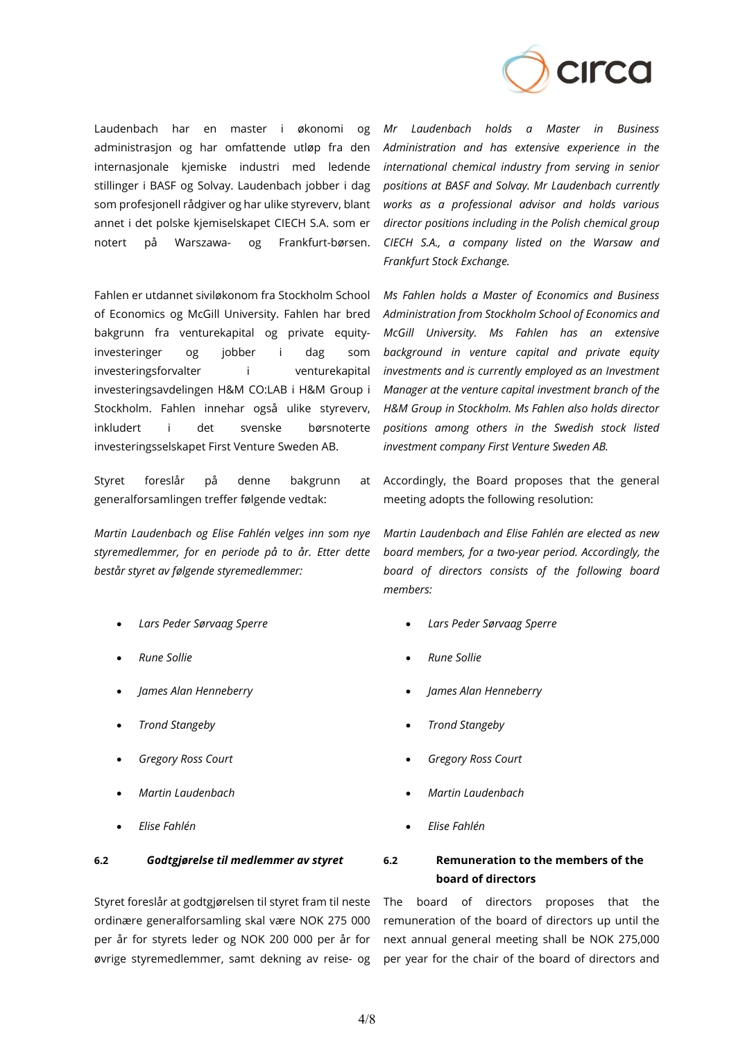Laudenbach har en master i økonomi og administrasjon og har omfattende utløp fra den internasjonale kjemiske industri med ledende stillinger i BASF og Solvay. Laudenbach jobber i dag som profesjonell rådgiver og har ulike styreverv, blant annet i det polske kjemiselskapet CIECH S.A. som er notert på Warszawa- og Frankfurt-børsen.

*Mr Laudenbach holds a Master in Business Administration and has extensive experience in the international chemical industry from serving in senior positions at BASF and Solvay. Mr Laudenbach currently works as a professional advisor and holds various director positions including in the Polish chemical group CIECH S.A., a company listed on the Warsaw and Frankfurt Stock Exchange.*

Fahlen er utdannet siviløkonom fra Stockholm School of Economics og McGill University. Fahlen har bred bakgrunn fra venturekapital og private equity-investeringer og jobber i dag som investeringsforvalter i venturekapital investeringsavdelingen H&M CO:LAB i H&M Group i Stockholm. Fahlen innehar også ulike styreverv, inkludert i det svenske børsnoterte investeringsselskapet First Venture Sweden AB.

*Ms Fahlen holds a Master of Economics and Business Administration from Stockholm School of Economics and McGill University. Ms Fahlen has an extensive background in venture capital and private equity investments and is currently employed as an Investment Manager at the venture capital investment branch of the H&M Group in Stockholm. Ms Fahlen also holds director positions among others in the Swedish stock listed investment company First Venture Sweden AB.*

Styret foreslår på denne bakgrunn at generalforsamlingen treffer følgende vedtak:

Accordingly, the Board proposes that the general meeting adopts the following resolution:

*Martin Laudenbach og Elise Fahlén velges inn som nye styremedlemmer, for en periode på to år. Etter dette består styret av følgende styremedlemmer:*

- *Lars Peder Sørvaag Sperre*
- *Rune Sollie*
- *James Alan Henneberry*
- *Trond Stangeby*
- *Gregory Ross Court*
- *Martin Laudenbach*
- *Elise Fahlén*

*Martin Laudenbach and Elise Fahlén are elected as new board members, for a two-year period. Accordingly, the board of directors consists of the following board members:*

- *Lars Peder Sørvaag Sperre*
- *Rune Sollie*
- *James Alan Henneberry*
- *Trond Stangeby*
- *Gregory Ross Court*
- *Martin Laudenbach*
- *Elise Fahlén*

### 6.2 *Godtgjørelse til medlemmer av styret*

Styret foreslår at godtgjørelsen til styret fram til neste ordinære generalforsamling skal være NOK 275 000 per år for styrets leder og NOK 200 000 per år for øvrige styremedlemmer, samt dekning av reise- og

### 6.2 Remuneration to the members of the board of directors

The board of directors proposes that the remuneration of the board of directors up until the next annual general meeting shall be NOK 275,000 per year for the chair of the board of directors and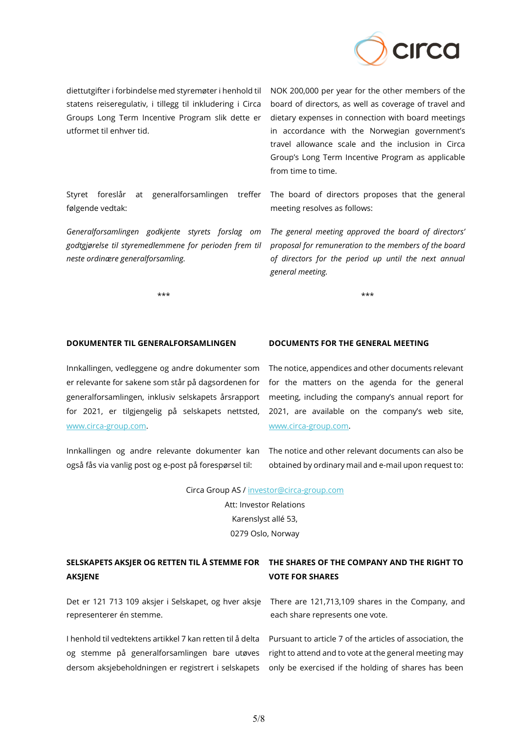diettutgifter i forbindelse med styremøter i henhold til statens reiseregulativ, i tillegg til inkludering i Circa Groups Long Term Incentive Program slik dette er utformet til enhver tid.

NOK 200,000 per year for the other members of the board of directors, as well as coverage of travel and dietary expenses in connection with board meetings in accordance with the Norwegian government's travel allowance scale and the inclusion in Circa Group's Long Term Incentive Program as applicable from time to time.

Styret foreslår at generalforsamlingen treffer følgende vedtak:

The board of directors proposes that the general meeting resolves as follows:

*Generalforsamlingen godkjente styrets forslag om godtgjørelse til styremedlemmene for perioden frem til neste ordinære generalforsamling.*

*The general meeting approved the board of directors' proposal for remuneration to the members of the board of directors for the period up until the next annual general meeting.*

***

## DOKUMENTER TIL GENERALFORSAMLINGEN

## DOCUMENTS FOR THE GENERAL MEETING

Innkallingen, vedleggene og andre dokumenter som er relevante for sakene som står på dagsordenen for generalforsamlingen, inklusiv selskapets årsrapport for 2021, er tilgjengelig på selskapets nettsted, www.circa-group.com.

The notice, appendices and other documents relevant for the matters on the agenda for the general meeting, including the company's annual report for 2021, are available on the company's web site, www.circa-group.com.

Innkallingen og andre relevante dokumenter kan også fås via vanlig post og e-post på forespørsel til:

The notice and other relevant documents can also be obtained by ordinary mail and e-mail upon request to:

Circa Group AS / investor@circa-group.com
Att: Investor Relations
Karenslyst allé 53,
0279 Oslo, Norway

## SELSKAPETS AKSJER OG RETTEN TIL Å STEMME FOR AKSJENE

## THE SHARES OF THE COMPANY AND THE RIGHT TO VOTE FOR SHARES

Det er 121 713 109 aksjer i Selskapet, og hver aksje representerer én stemme.

There are 121,713,109 shares in the Company, and each share represents one vote.

I henhold til vedtektens artikkel 7 kan retten til å delta og stemme på generalforsamlingen bare utøves dersom aksjebeholdningen er registrert i selskapets

Pursuant to article 7 of the articles of association, the right to attend and to vote at the general meeting may only be exercised if the holding of shares has been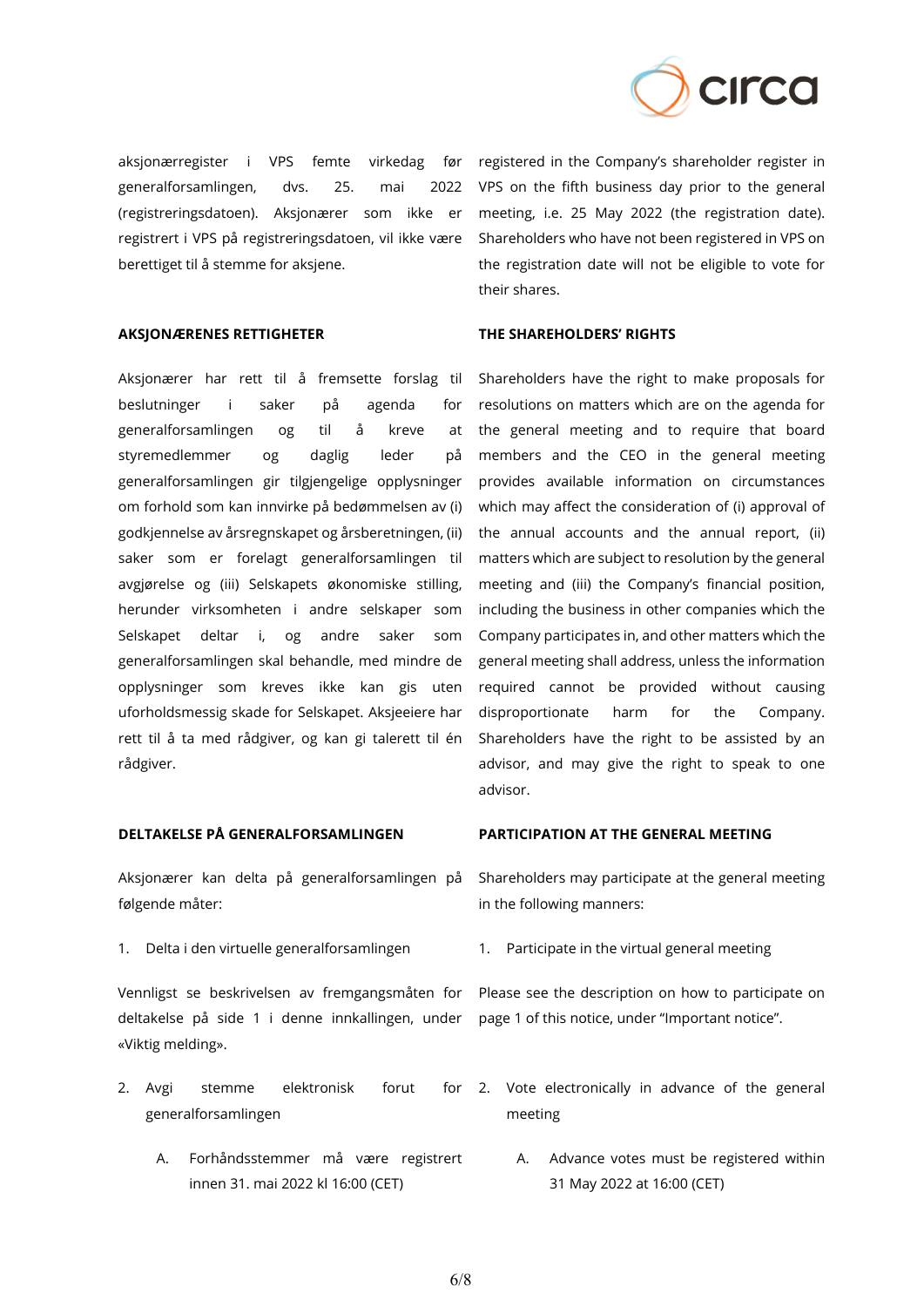aksjonærregister i VPS femte virkedag før generalforsamlingen, dvs. 25. mai 2022 (registreringsdatoen). Aksjonærer som ikke er registrert i VPS på registreringsdatoen, vil ikke være berettiget til å stemme for aksjene.

registered in the Company's shareholder register in VPS on the fifth business day prior to the general meeting, i.e. 25 May 2022 (the registration date). Shareholders who have not been registered in VPS on the registration date will not be eligible to vote for their shares.

**AKSJONÆRENES RETTIGHETER**

Aksjonærer har rett til å fremsette forslag til beslutninger i saker på agenda for generalforsamlingen og til å kreve at styremedlemmer og daglig leder på generalforsamlingen gir tilgjengelige opplysninger om forhold som kan innvirke på bedømmelsen av (i) godkjennelse av årsregnskapet og årsberetningen, (ii) saker som er forelagt generalforsamlingen til avgjørelse og (iii) Selskapets økonomiske stilling, herunder virksomheten i andre selskaper som Selskapet deltar i, og andre saker som generalforsamlingen skal behandle, med mindre de opplysninger som kreves ikke kan gis uten uforholdsmessig skade for Selskapet. Aksjeeiere har rett til å ta med rådgiver, og kan gi talerett til én rådgiver.

**THE SHAREHOLDERS' RIGHTS**

Shareholders have the right to make proposals for resolutions on matters which are on the agenda for the general meeting and to require that board members and the CEO in the general meeting provides available information on circumstances which may affect the consideration of (i) approval of the annual accounts and the annual report, (ii) matters which are subject to resolution by the general meeting and (iii) the Company's financial position, including the business in other companies which the Company participates in, and other matters which the general meeting shall address, unless the information required cannot be provided without causing disproportionate harm for the Company. Shareholders have the right to be assisted by an advisor, and may give the right to speak to one advisor.

**DELTAKELSE PÅ GENERALFORSAMLINGEN**

Aksjonærer kan delta på generalforsamlingen på følgende måter:

1. Delta i den virtuelle generalforsamlingen

Vennligst se beskrivelsen av fremgangsmåten for deltakelse på side 1 i denne innkallingen, under «Viktig melding».

2. Avgi stemme elektronisk forut for generalforsamlingen

   A. Forhåndsstemmer må være registrert innen 31. mai 2022 kl 16:00 (CET)

**PARTICIPATION AT THE GENERAL MEETING**

Shareholders may participate at the general meeting in the following manners:

1. Participate in the virtual general meeting

Please see the description on how to participate on page 1 of this notice, under "Important notice".

2. Vote electronically in advance of the general meeting

   A. Advance votes must be registered within 31 May 2022 at 16:00 (CET)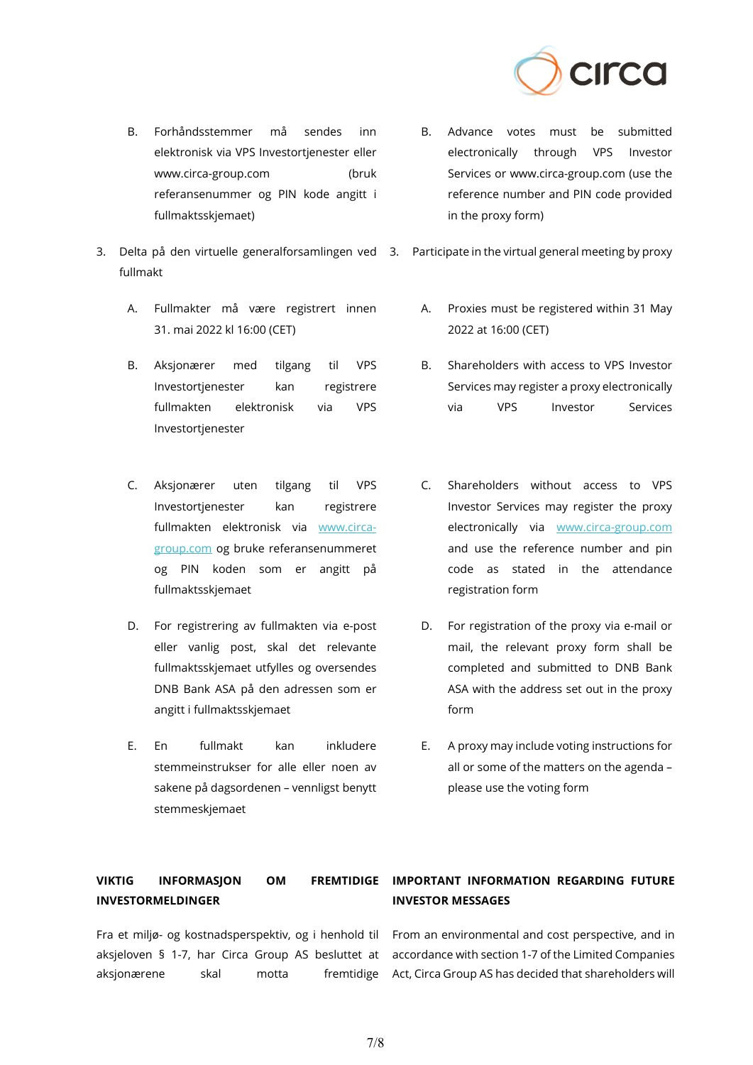B. Forhåndsstemmer må sendes inn elektronisk via VPS Investortjenester eller www.circa-group.com (bruk referansenummer og PIN kode angitt i fullmaktsskjemaet)

B. Advance votes must be submitted electronically through VPS Investor Services or www.circa-group.com (use the reference number and PIN code provided in the proxy form)

3. Delta på den virtuelle generalforsamlingen ved fullmakt

3. Participate in the virtual general meeting by proxy

A. Fullmakter må være registrert innen 31. mai 2022 kl 16:00 (CET)

A. Proxies must be registered within 31 May 2022 at 16:00 (CET)

B. Aksjonærer med tilgang til VPS Investortjenester kan registrere fullmakten elektronisk via VPS Investortjenester

B. Shareholders with access to VPS Investor Services may register a proxy electronically via VPS Investor Services

C. Aksjonærer uten tilgang til VPS Investortjenester kan registrere fullmakten elektronisk via www.circa-group.com og bruke referansenummeret og PIN koden som er angitt på fullmaktsskjemaet

C. Shareholders without access to VPS Investor Services may register the proxy electronically via www.circa-group.com and use the reference number and pin code as stated in the attendance registration form

D. For registrering av fullmakten via e-post eller vanlig post, skal det relevante fullmaktsskjemaet utfylles og oversendes DNB Bank ASA på den adressen som er angitt i fullmaktsskjemaet

D. For registration of the proxy via e-mail or mail, the relevant proxy form shall be completed and submitted to DNB Bank ASA with the address set out in the proxy form

E. En fullmakt kan inkludere stemmeinstrukser for alle eller noen av sakene på dagsordenen – vennligst benytt stemmeskjemaet

E. A proxy may include voting instructions for all or some of the matters on the agenda – please use the voting form

**VIKTIG INFORMASJON OM FREMTIDIGE INVESTORMELDINGER**

**IMPORTANT INFORMATION REGARDING FUTURE INVESTOR MESSAGES**

Fra et miljø- og kostnadsperspektiv, og i henhold til aksjeloven § 1-7, har Circa Group AS besluttet at aksjonærene skal motta fremtidige

From an environmental and cost perspective, and in accordance with section 1-7 of the Limited Companies Act, Circa Group AS has decided that shareholders will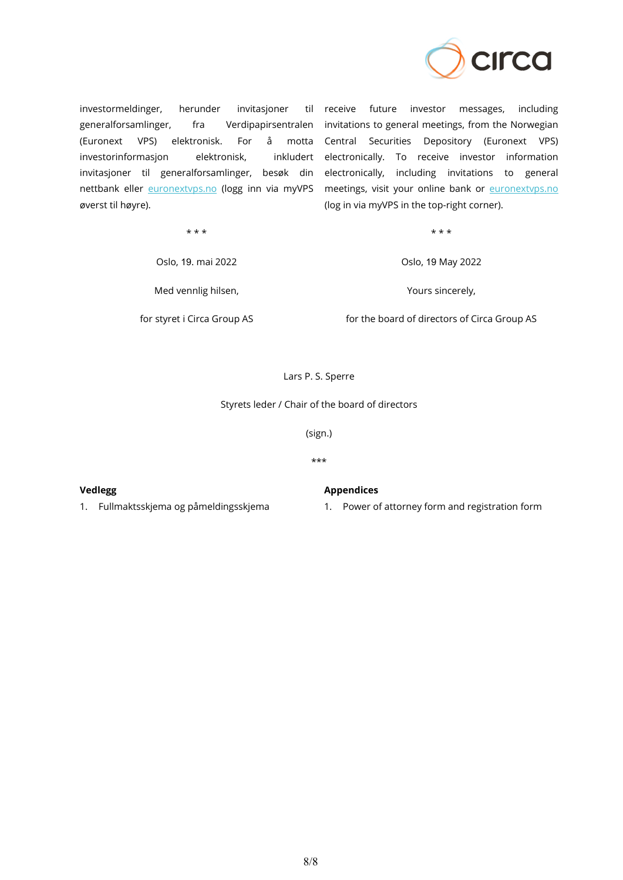investormeldinger, herunder invitasjoner til generalforsamlinger, fra Verdipapirsentralen (Euronext VPS) elektronisk. For å motta investorinformasjon elektronisk, inkludert invitasjoner til generalforsamlinger, besøk din nettbank eller euronextvps.no (logg inn via myVPS øverst til høyre).

receive future investor messages, including invitations to general meetings, from the Norwegian Central Securities Depository (Euronext VPS) electronically. To receive investor information electronically, including invitations to general meetings, visit your online bank or euronextvps.no (log in via myVPS in the top-right corner).

* * *

Oslo, 19. mai 2022

Med vennlig hilsen,

for styret i Circa Group AS

Oslo, 19 May 2022

Yours sincerely,

for the board of directors of Circa Group AS

Lars P. S. Sperre

Styrets leder / Chair of the board of directors

(sign.)

***

**Vedlegg**

1. Fullmaktsskjema og påmeldingsskjema

**Appendices**

1. Power of attorney form and registration form